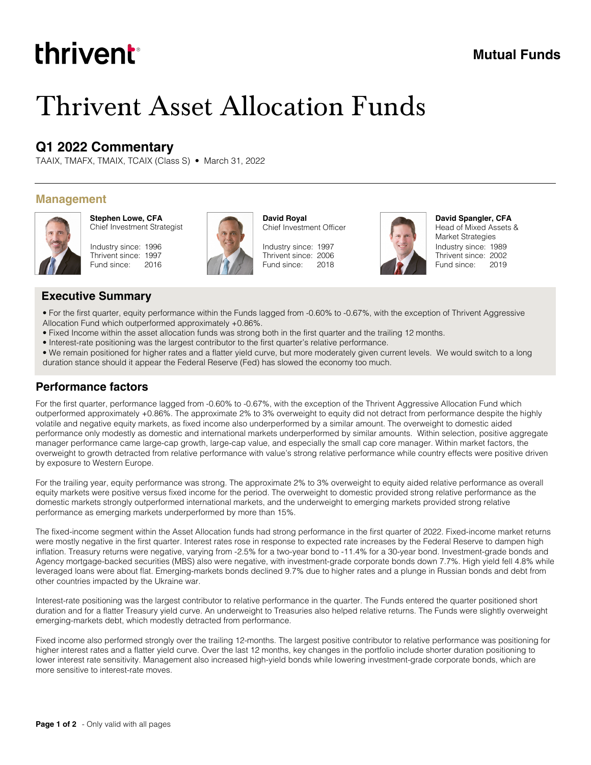thrivent

Mutual Funds

# Thrivent Asset Allocation Funds

## Q1 2022 Commentary

TAAIX, TMAFX, TMAIX, TCAIX (Class S) • March 31, 2022

### Management

**Stephen Lowe, CFA**
Chief Investment Strategist

Industry since: 1996
Thrivent since: 1997
Fund since: 2016

**David Royal**
Chief Investment Officer

Industry since: 1997
Thrivent since: 2006
Fund since: 2018

**David Spangler, CFA**
Head of Mixed Assets & Market Strategies

Industry since: 1989
Thrivent since: 2002
Fund since: 2019

### Executive Summary

- For the first quarter, equity performance within the Funds lagged from -0.60% to -0.67%, with the exception of Thrivent Aggressive Allocation Fund which outperformed approximately +0.86%.
- Fixed Income within the asset allocation funds was strong both in the first quarter and the trailing 12 months.
- Interest-rate positioning was the largest contributor to the first quarter's relative performance.
- We remain positioned for higher rates and a flatter yield curve, but more moderately given current levels. We would switch to a long duration stance should it appear the Federal Reserve (Fed) has slowed the economy too much.

### Performance factors

For the first quarter, performance lagged from -0.60% to -0.67%, with the exception of the Thrivent Aggressive Allocation Fund which outperformed approximately +0.86%. The approximate 2% to 3% overweight to equity did not detract from performance despite the highly volatile and negative equity markets, as fixed income also underperformed by a similar amount. The overweight to domestic aided performance only modestly as domestic and international markets underperformed by similar amounts. Within selection, positive aggregate manager performance came large-cap growth, large-cap value, and especially the small cap core manager. Within market factors, the overweight to growth detracted from relative performance with value's strong relative performance while country effects were positive driven by exposure to Western Europe.

For the trailing year, equity performance was strong. The approximate 2% to 3% overweight to equity aided relative performance as overall equity markets were positive versus fixed income for the period. The overweight to domestic provided strong relative performance as the domestic markets strongly outperformed international markets, and the underweight to emerging markets provided strong relative performance as emerging markets underperformed by more than 15%.

The fixed-income segment within the Asset Allocation funds had strong performance in the first quarter of 2022. Fixed-income market returns were mostly negative in the first quarter. Interest rates rose in response to expected rate increases by the Federal Reserve to dampen high inflation. Treasury returns were negative, varying from -2.5% for a two-year bond to -11.4% for a 30-year bond. Investment-grade bonds and Agency mortgage-backed securities (MBS) also were negative, with investment-grade corporate bonds down 7.7%. High yield fell 4.8% while leveraged loans were about flat. Emerging-markets bonds declined 9.7% due to higher rates and a plunge in Russian bonds and debt from other countries impacted by the Ukraine war.

Interest-rate positioning was the largest contributor to relative performance in the quarter. The Funds entered the quarter positioned short duration and for a flatter Treasury yield curve. An underweight to Treasuries also helped relative returns. The Funds were slightly overweight emerging-markets debt, which modestly detracted from performance.

Fixed income also performed strongly over the trailing 12-months. The largest positive contributor to relative performance was positioning for higher interest rates and a flatter yield curve. Over the last 12 months, key changes in the portfolio include shorter duration positioning to lower interest rate sensitivity. Management also increased high-yield bonds while lowering investment-grade corporate bonds, which are more sensitive to interest-rate moves.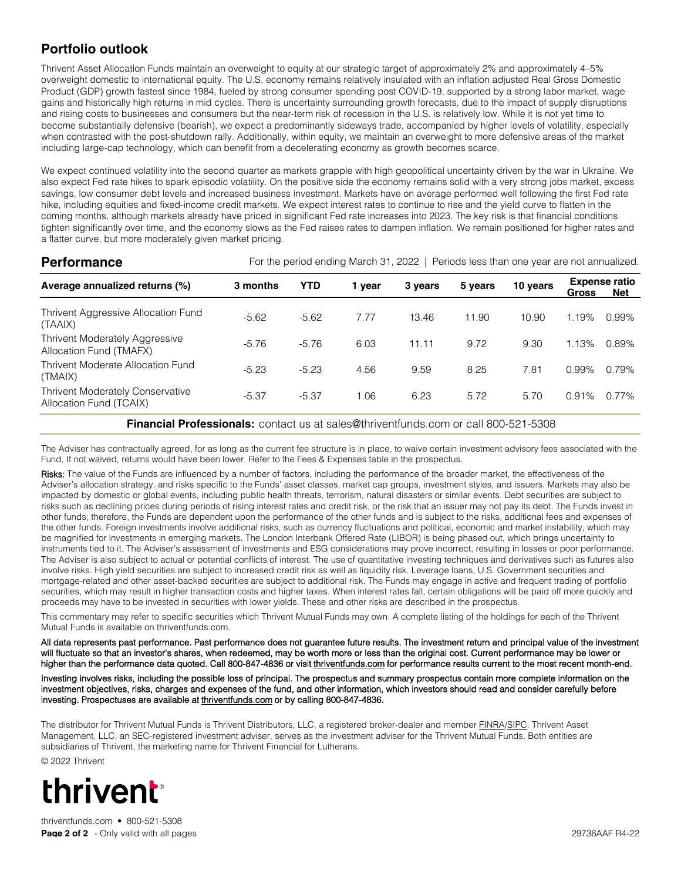## Portfolio outlook

Thrivent Asset Allocation Funds maintain an overweight to equity at our strategic target of approximately 2% and approximately 4–5% overweight domestic to international equity. The U.S. economy remains relatively insulated with an inflation adjusted Real Gross Domestic Product (GDP) growth fastest since 1984, fueled by strong consumer spending post COVID-19, supported by a strong labor market, wage gains and historically high returns in mid cycles. There is uncertainty surrounding growth forecasts, due to the impact of supply disruptions and rising costs to businesses and consumers but the near-term risk of recession in the U.S. is relatively low. While it is not yet time to become substantially defensive (bearish), we expect a predominantly sideways trade, accompanied by higher levels of volatility, especially when contrasted with the post-shutdown rally. Additionally, within equity, we maintain an overweight to more defensive areas of the market including large-cap technology, which can benefit from a decelerating economy as growth becomes scarce.

We expect continued volatility into the second quarter as markets grapple with high geopolitical uncertainty driven by the war in Ukraine. We also expect Fed rate hikes to spark episodic volatility. On the positive side the economy remains solid with a very strong jobs market, excess savings, low consumer debt levels and increased business investment. Markets have on average performed well following the first Fed rate hike, including equities and fixed-income credit markets. We expect interest rates to continue to rise and the yield curve to flatten in the coming months, although markets already have priced in significant Fed rate increases into 2023. The key risk is that financial conditions tighten significantly over time, and the economy slows as the Fed raises rates to dampen inflation. We remain positioned for higher rates and a flatter curve, but more moderately given market pricing.

## Performance

For the period ending March 31, 2022 | Periods less than one year are not annualized.

| Average annualized returns (%) | 3 months | YTD | 1 year | 3 years | 5 years | 10 years | Expense ratio Gross | Expense ratio Net |
|---|---|---|---|---|---|---|---|---|
| Thrivent Aggressive Allocation Fund (TAAIX) | -5.62 | -5.62 | 7.77 | 13.46 | 11.90 | 10.90 | 1.19% | 0.99% |
| Thrivent Moderately Aggressive Allocation Fund (TMAFX) | -5.76 | -5.76 | 6.03 | 11.11 | 9.72 | 9.30 | 1.13% | 0.89% |
| Thrivent Moderate Allocation Fund (TMAIX) | -5.23 | -5.23 | 4.56 | 9.59 | 8.25 | 7.81 | 0.99% | 0.79% |
| Thrivent Moderately Conservative Allocation Fund (TCAIX) | -5.37 | -5.37 | 1.06 | 6.23 | 5.72 | 5.70 | 0.91% | 0.77% |

**Financial Professionals:** contact us at sales@thriventfunds.com or call 800-521-5308

The Adviser has contractually agreed, for as long as the current fee structure is in place, to waive certain investment advisory fees associated with the Fund. If not waived, returns would have been lower. Refer to the Fees & Expenses table in the prospectus.

**Risks:** The value of the Funds are influenced by a number of factors, including the performance of the broader market, the effectiveness of the Adviser's allocation strategy, and risks specific to the Funds' asset classes, market cap groups, investment styles, and issuers. Markets may also be impacted by domestic or global events, including public health threats, terrorism, natural disasters or similar events. Debt securities are subject to risks such as declining prices during periods of rising interest rates and credit risk, or the risk that an issuer may not pay its debt. The Funds invest in other funds; therefore, the Funds are dependent upon the performance of the other funds and is subject to the risks, additional fees and expenses of the other funds. Foreign investments involve additional risks, such as currency fluctuations and political, economic and market instability, which may be magnified for investments in emerging markets. The London Interbank Offered Rate (LIBOR) is being phased out, which brings uncertainty to instruments tied to it. The Adviser's assessment of investments and ESG considerations may prove incorrect, resulting in losses or poor performance. The Adviser is also subject to actual or potential conflicts of interest. The use of quantitative investing techniques and derivatives such as futures also involve risks. High yield securities are subject to increased credit risk as well as liquidity risk. Leverage loans, U.S. Government securities and mortgage-related and other asset-backed securities are subject to additional risk. The Funds may engage in active and frequent trading of portfolio securities, which may result in higher transaction costs and higher taxes. When interest rates fall, certain obligations will be paid off more quickly and proceeds may have to be invested in securities with lower yields. These and other risks are described in the prospectus.

This commentary may refer to specific securities which Thrivent Mutual Funds may own. A complete listing of the holdings for each of the Thrivent Mutual Funds is available on thriventfunds.com.

**All data represents past performance. Past performance does not guarantee future results. The investment return and principal value of the investment will fluctuate so that an investor's shares, when redeemed, may be worth more or less than the original cost. Current performance may be lower or higher than the performance data quoted. Call 800-847-4836 or visit thriventfunds.com for performance results current to the most recent month-end.**

**Investing involves risks, including the possible loss of principal. The prospectus and summary prospectus contain more complete information on the investment objectives, risks, charges and expenses of the fund, and other information, which investors should read and consider carefully before investing. Prospectuses are available at thriventfunds.com or by calling 800-847-4836.**

The distributor for Thrivent Mutual Funds is Thrivent Distributors, LLC, a registered broker-dealer and member FINRA/SIPC. Thrivent Asset Management, LLC, an SEC-registered investment adviser, serves as the investment adviser for the Thrivent Mutual Funds. Both entities are subsidiaries of Thrivent, the marketing name for Thrivent Financial for Lutherans.

© 2022 Thrivent

thrivent

thriventfunds.com • 800-521-5308

- Only valid with all pages

29736AAF R4-22